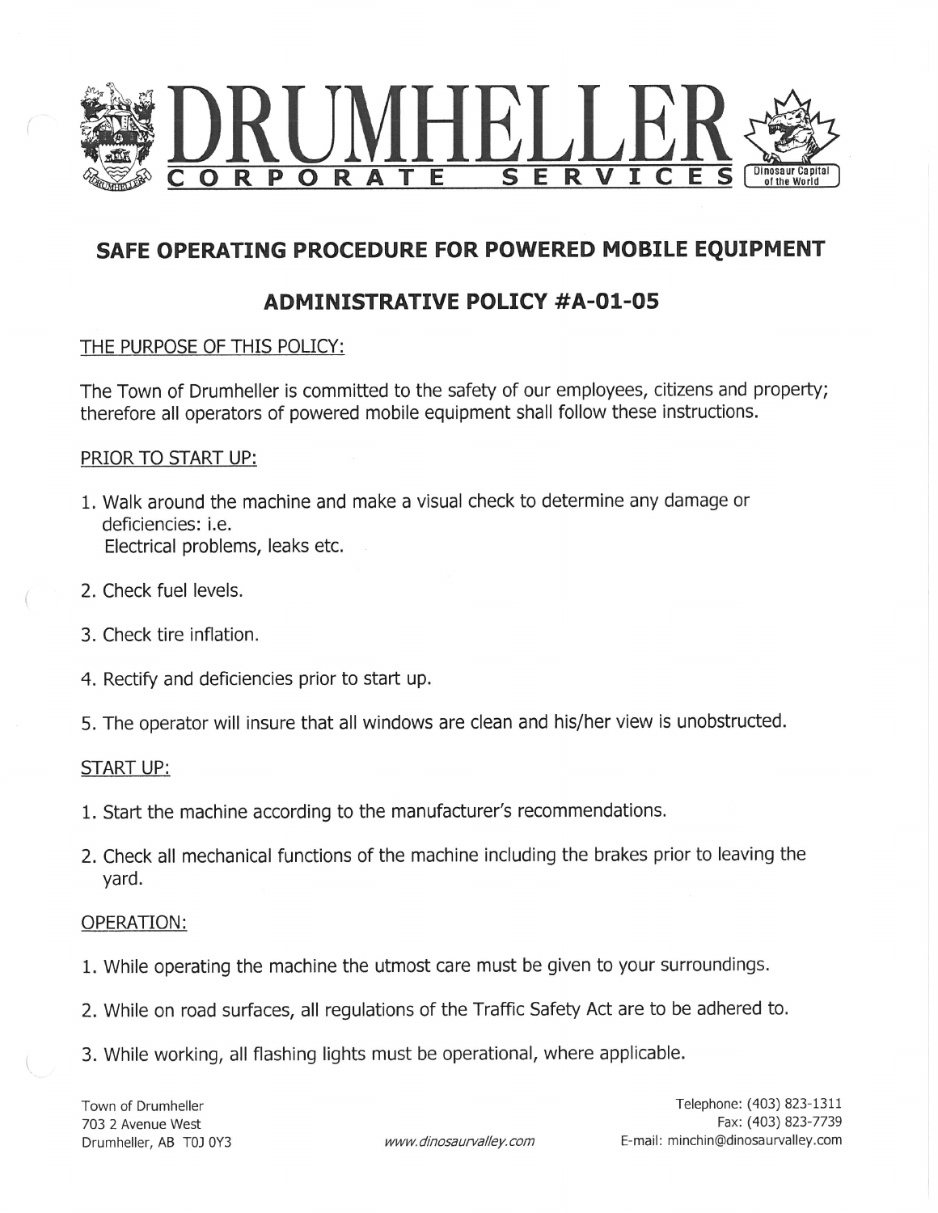# DRUMHELLER CORPORATE SERVICES

Dinosaur Capital of the World

## SAFE OPERATING PROCEDURE FOR POWERED MOBILE EQUIPMENT

## ADMINISTRATIVE POLICY #A-01-05

THE PURPOSE OF THIS POLICY:

The Town of Drumheller is committed to the safety of our employees, citizens and property; therefore all operators of powered mobile equipment shall follow these instructions.

PRIOR TO START UP:

1. Walk around the machine and make a visual check to determine any damage or deficiencies: i.e.
   Electrical problems, leaks etc.
2. Check fuel levels.
3. Check tire inflation.
4. Rectify and deficiencies prior to start up.
5. The operator will insure that all windows are clean and his/her view is unobstructed.

START UP:

1. Start the machine according to the manufacturer's recommendations.
2. Check all mechanical functions of the machine including the brakes prior to leaving the yard.

OPERATION:

1. While operating the machine the utmost care must be given to your surroundings.
2. While on road surfaces, all regulations of the Traffic Safety Act are to be adhered to.
3. While working, all flashing lights must be operational, where applicable.

Town of Drumheller
703 2 Avenue West
Drumheller, AB T0J 0Y3

www.dinosaurvalley.com

Telephone: (403) 823-1311
Fax: (403) 823-7739
E-mail: minchin@dinosaurvalley.com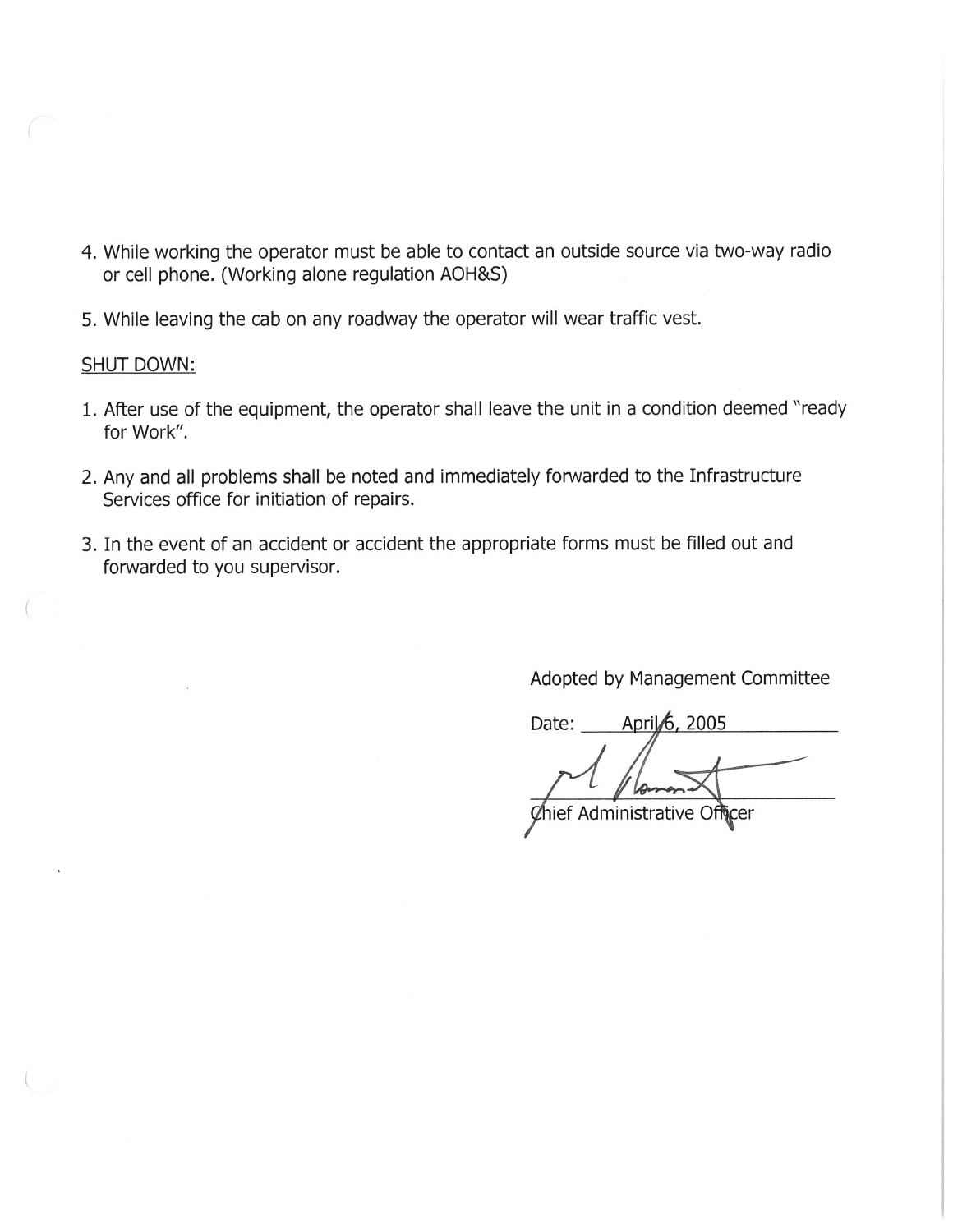4. While working the operator must be able to contact an outside source via two-way radio or cell phone. (Working alone regulation AOH&S)

5. While leaving the cab on any roadway the operator will wear traffic vest.

SHUT DOWN:

1. After use of the equipment, the operator shall leave the unit in a condition deemed "ready for Work".

2. Any and all problems shall be noted and immediately forwarded to the Infrastructure Services office for initiation of repairs.

3. In the event of an accident or accident the appropriate forms must be filled out and forwarded to you supervisor.

Adopted by Management Committee

Date: April 6, 2005

Chief Administrative Officer